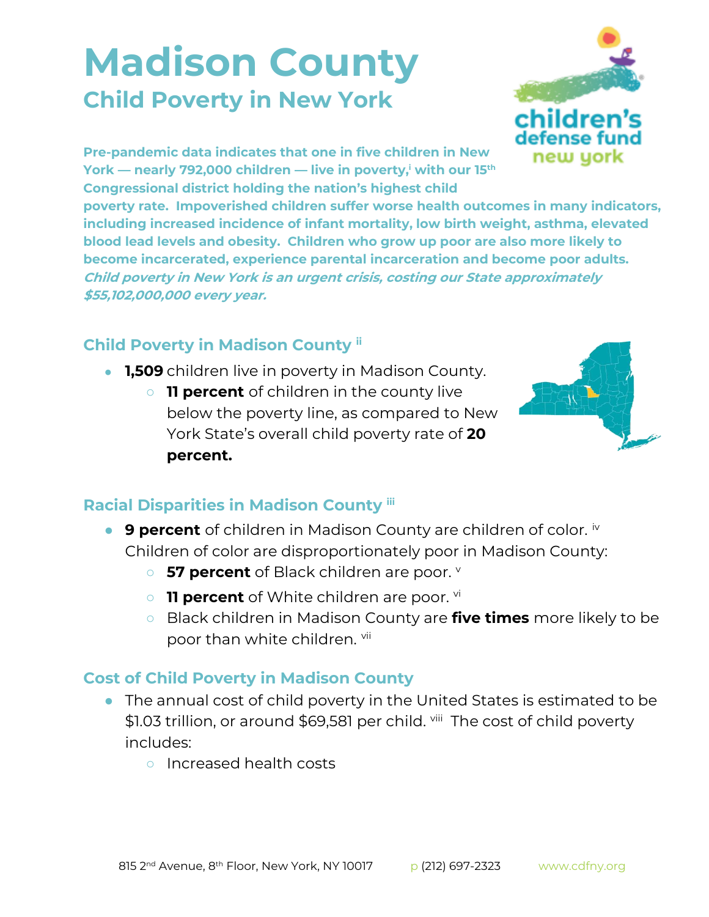# Madison County

## Child Poverty in New York

**Pre-pandemic data indicates that one in five children in New York — nearly 792,000 children — live in poverty,[i] with our 15th Congressional district holding the nation's highest child poverty rate. Impoverished children suffer worse health outcomes in many indicators, including increased incidence of infant mortality, low birth weight, asthma, elevated blood lead levels and obesity. Children who grow up poor are also more likely to become incarcerated, experience parental incarceration and become poor adults.** ***Child poverty in New York is an urgent crisis, costing our State approximately $55,102,000,000 every year.***

### Child Poverty in Madison County [ii]

- **1,509** children live in poverty in Madison County.
  - **11 percent** of children in the county live below the poverty line, as compared to New York State's overall child poverty rate of **20 percent.**

### Racial Disparities in Madison County [iii]

- **9 percent** of children in Madison County are children of color. [iv] Children of color are disproportionately poor in Madison County:
  - **57 percent** of Black children are poor. [v]
  - **11 percent** of White children are poor. [vi]
  - Black children in Madison County are **five times** more likely to be poor than white children. [vii]

### Cost of Child Poverty in Madison County

- The annual cost of child poverty in the United States is estimated to be $1.03 trillion, or around $69,581 per child. [viii] The cost of child poverty includes:
  - Increased health costs

815 2nd Avenue, 8th Floor, New York, NY 10017 p (212) 697-2323 www.cdfny.org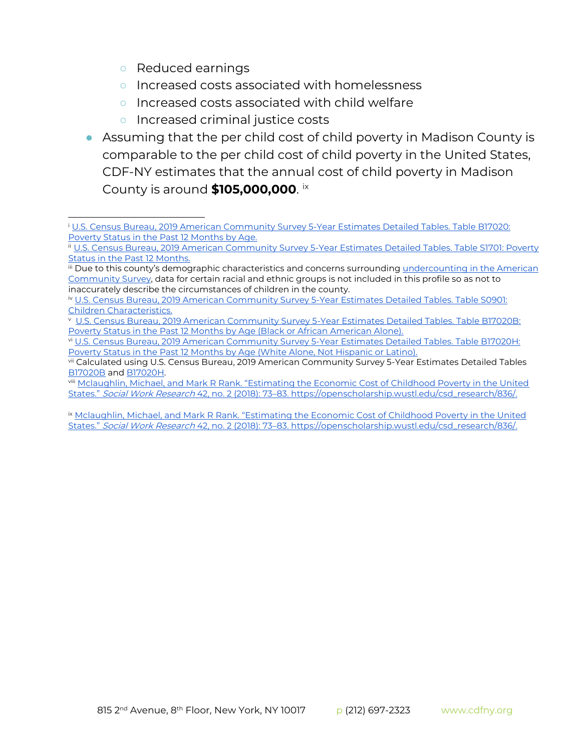- Reduced earnings
    - Increased costs associated with homelessness
    - Increased costs associated with child welfare
    - Increased criminal justice costs
- Assuming that the per child cost of child poverty in Madison County is comparable to the per child cost of child poverty in the United States, CDF-NY estimates that the annual cost of child poverty in Madison County is around **$105,000,000**. [ix]

---

[i] U.S. Census Bureau, 2019 American Community Survey 5-Year Estimates Detailed Tables. Table B17020: Poverty Status in the Past 12 Months by Age.

[ii] U.S. Census Bureau, 2019 American Community Survey 5-Year Estimates Detailed Tables. Table S1701: Poverty Status in the Past 12 Months.

[iii] Due to this county's demographic characteristics and concerns surrounding undercounting in the American Community Survey, data for certain racial and ethnic groups is not included in this profile so as not to inaccurately describe the circumstances of children in the county.

[iv] U.S. Census Bureau, 2019 American Community Survey 5-Year Estimates Detailed Tables. Table S0901: Children Characteristics.

[v] U.S. Census Bureau, 2019 American Community Survey 5-Year Estimates Detailed Tables. Table B17020B: Poverty Status in the Past 12 Months by Age (Black or African American Alone).

[vi] U.S. Census Bureau, 2019 American Community Survey 5-Year Estimates Detailed Tables. Table B17020H: Poverty Status in the Past 12 Months by Age (White Alone, Not Hispanic or Latino).

[vii] Calculated using U.S. Census Bureau, 2019 American Community Survey 5-Year Estimates Detailed Tables B17020B and B17020H.

[viii] Mclaughlin, Michael, and Mark R Rank. "Estimating the Economic Cost of Childhood Poverty in the United States." *Social Work Research* 42, no. 2 (2018): 73–83. https://openscholarship.wustl.edu/csd_research/836/.

[ix] Mclaughlin, Michael, and Mark R Rank. "Estimating the Economic Cost of Childhood Poverty in the United States." *Social Work Research* 42, no. 2 (2018): 73–83. https://openscholarship.wustl.edu/csd_research/836/.